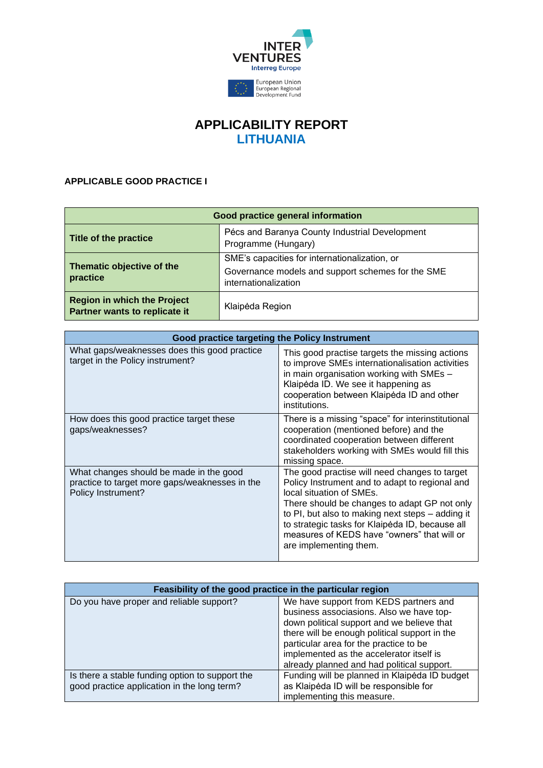# APPLICABILITY REPORT
## LITHUANIA

### APPLICABLE GOOD PRACTICE I

| Good practice general information | |
|---|---|
| **Title of the practice** | Pécs and Baranya County Industrial Development Programme (Hungary) |
| **Thematic objective of the practice** | SME's capacities for internationalization, or<br>Governance models and support schemes for the SME internationalization |
| **Region in which the Project Partner wants to replicate it** | Klaipėda Region |

| Good practice targeting the Policy Instrument | |
|---|---|
| What gaps/weaknesses does this good practice target in the Policy instrument? | This good practise targets the missing actions to improve SMEs internationalisation activities in main organisation working with SMEs – Klaipėda ID. We see it happening as cooperation between Klaipėda ID and other institutions. |
| How does this good practice target these gaps/weaknesses? | There is a missing "space" for interinstitutional cooperation (mentioned before) and the coordinated cooperation between different stakeholders working with SMEs would fill this missing space. |
| What changes should be made in the good practice to target more gaps/weaknesses in the Policy Instrument? | The good practise will need changes to target Policy Instrument and to adapt to regional and local situation of SMEs.<br>There should be changes to adapt GP not only to PI, but also to making next steps – adding it to strategic tasks for Klaipėda ID, because all measures of KEDS have "owners" that will or are implementing them. |

| Feasibility of the good practice in the particular region | |
|---|---|
| Do you have proper and reliable support? | We have support from KEDS partners and business assosiacions. Also we have top-down political support and we believe that there will be enough political support in the particular area for the practice to be implemented as the accelerator itself is already planned and had political support. |
| Is there a stable funding option to support the good practice application in the long term? | Funding will be planned in Klaipėda ID budget as Klaipėda ID will be responsible for implementing this measure. |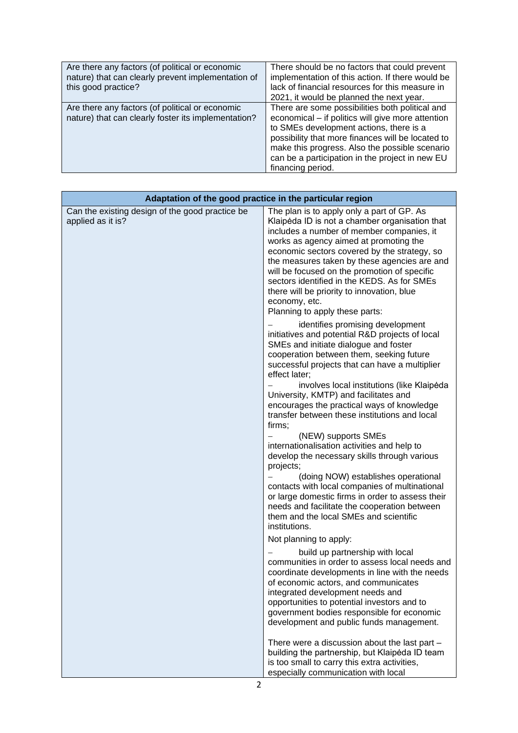| | |
|---|---|
| Are there any factors (of political or economic nature) that can clearly prevent implementation of this good practice? | There should be no factors that could prevent implementation of this action. If there would be lack of financial resources for this measure in 2021, it would be planned the next year. |
| Are there any factors (of political or economic nature) that can clearly foster its implementation? | There are some possibilities both political and economical – if politics will give more attention to SMEs development actions, there is a possibility that more finances will be located to make this progress. Also the possible scenario can be a participation in the project in new EU financing period. |

| **Adaptation of the good practice in the particular region** | |
|---|---|
| Can the existing design of the good practice be applied as it is? | The plan is to apply only a part of GP. As Klaipėda ID is not a chamber organisation that includes a number of member companies, it works as agency aimed at promoting the economic sectors covered by the strategy, so the measures taken by these agencies are and will be focused on the promotion of specific sectors identified in the KEDS. As for SMEs there will be priority to innovation, blue economy, etc.<br>Planning to apply these parts:<br>– identifies promising development initiatives and potential R&D projects of local SMEs and initiate dialogue and foster cooperation between them, seeking future successful projects that can have a multiplier effect later;<br>– involves local institutions (like Klaipėda University, KMTP) and facilitates and encourages the practical ways of knowledge transfer between these institutions and local firms;<br>– (NEW) supports SMEs internationalisation activities and help to develop the necessary skills through various projects;<br>– (doing NOW) establishes operational contacts with local companies of multinational or large domestic firms in order to assess their needs and facilitate the cooperation between them and the local SMEs and scientific institutions.<br>Not planning to apply:<br>– build up partnership with local communities in order to assess local needs and coordinate developments in line with the needs of economic actors, and communicates integrated development needs and opportunities to potential investors and to government bodies responsible for economic development and public funds management.<br><br>There were a discussion about the last part – building the partnership, but Klaipėda ID team is too small to carry this extra activities, especially communication with local |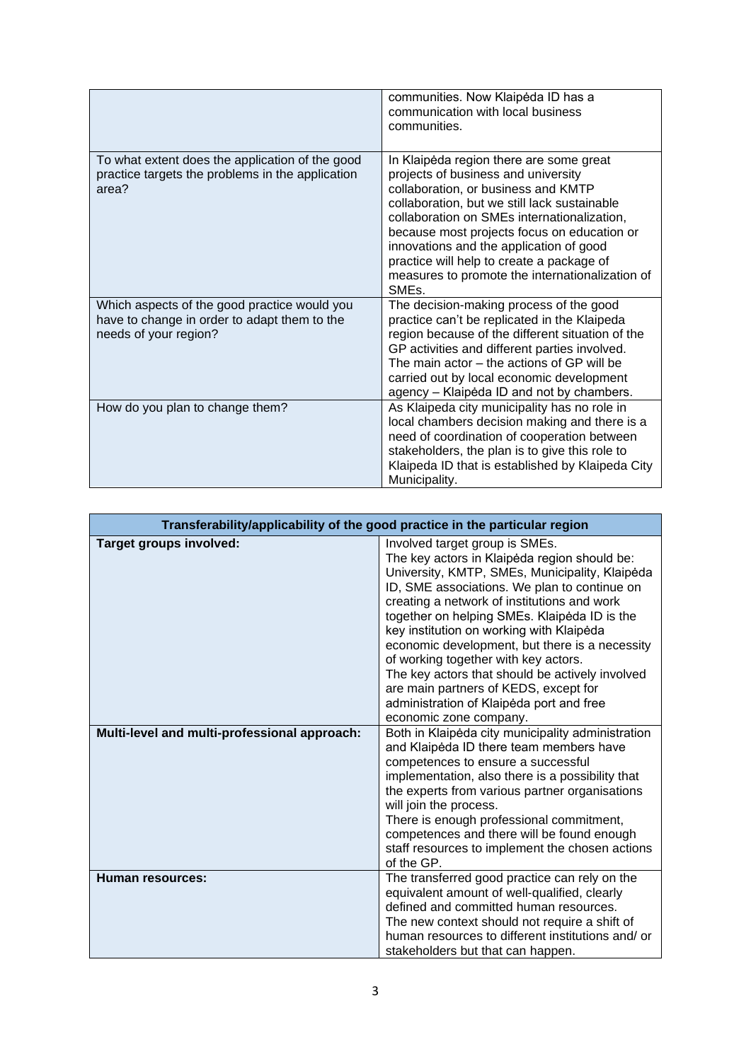| | |
|---|---|
| | communities. Now Klaipėda ID has a communication with local business communities. |
| To what extent does the application of the good practice targets the problems in the application area? | In Klaipėda region there are some great projects of business and university collaboration, or business and KMTP collaboration, but we still lack sustainable collaboration on SMEs internationalization, because most projects focus on education or innovations and the application of good practice will help to create a package of measures to promote the internationalization of SMEs. |
| Which aspects of the good practice would you have to change in order to adapt them to the needs of your region? | The decision-making process of the good practice can't be replicated in the Klaipeda region because of the different situation of the GP activities and different parties involved. The main actor – the actions of GP will be carried out by local economic development agency – Klaipėda ID and not by chambers. |
| How do you plan to change them? | As Klaipeda city municipality has no role in local chambers decision making and there is a need of coordination of cooperation between stakeholders, the plan is to give this role to Klaipeda ID that is established by Klaipeda City Municipality. |

| Transferability/applicability of the good practice in the particular region | |
|---|---|
| **Target groups involved:** | Involved target group is SMEs.<br>The key actors in Klaipėda region should be: University, KMTP, SMEs, Municipality, Klaipėda ID, SME associations. We plan to continue on creating a network of institutions and work together on helping SMEs. Klaipėda ID is the key institution on working with Klaipėda economic development, but there is a necessity of working together with key actors.<br>The key actors that should be actively involved are main partners of KEDS, except for administration of Klaipėda port and free economic zone company. |
| **Multi-level and multi-professional approach:** | Both in Klaipėda city municipality administration and Klaipėda ID there team members have competences to ensure a successful implementation, also there is a possibility that the experts from various partner organisations will join the process.<br>There is enough professional commitment, competences and there will be found enough staff resources to implement the chosen actions of the GP. |
| **Human resources:** | The transferred good practice can rely on the equivalent amount of well-qualified, clearly defined and committed human resources.<br>The new context should not require a shift of human resources to different institutions and/ or stakeholders but that can happen. |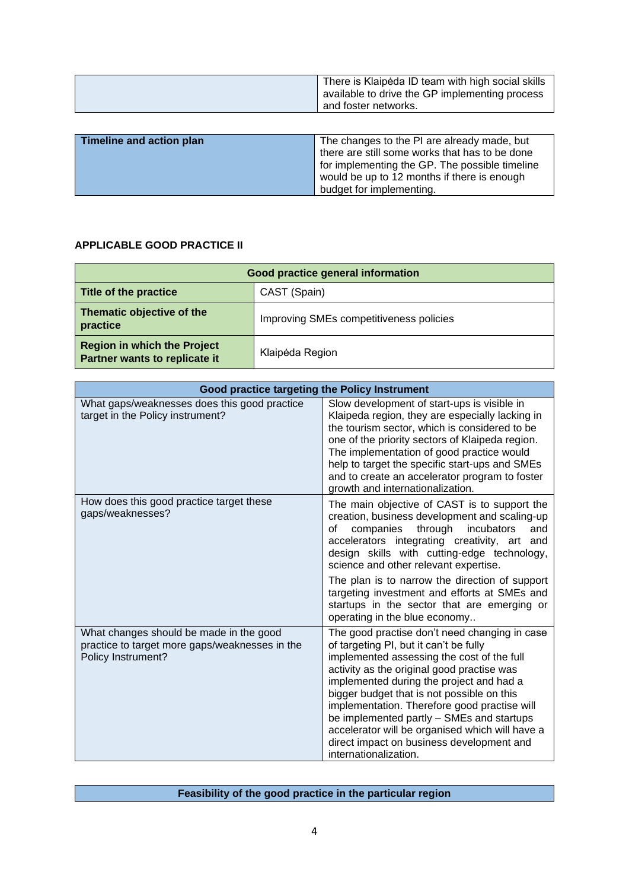| | |
|---|---|
| | There is Klaipėda ID team with high social skills available to drive the GP implementing process and foster networks. |

| | |
|---|---|
| **Timeline and action plan** | The changes to the PI are already made, but there are still some works that has to be done for implementing the GP. The possible timeline would be up to 12 months if there is enough budget for implementing. |

**APPLICABLE GOOD PRACTICE II**

| **Good practice general information** | |
|---|---|
| **Title of the practice** | CAST (Spain) |
| **Thematic objective of the practice** | Improving SMEs competitiveness policies |
| **Region in which the Project Partner wants to replicate it** | Klaipėda Region |

| **Good practice targeting the Policy Instrument** | |
|---|---|
| What gaps/weaknesses does this good practice target in the Policy instrument? | Slow development of start-ups is visible in Klaipeda region, they are especially lacking in the tourism sector, which is considered to be one of the priority sectors of Klaipeda region. The implementation of good practice would help to target the specific start-ups and SMEs and to create an accelerator program to foster growth and internationalization. |
| How does this good practice target these gaps/weaknesses? | The main objective of CAST is to support the creation, business development and scaling-up of companies through incubators and accelerators integrating creativity, art and design skills with cutting-edge technology, science and other relevant expertise.<br><br>The plan is to narrow the direction of support targeting investment and efforts at SMEs and startups in the sector that are emerging or operating in the blue economy.. |
| What changes should be made in the good practice to target more gaps/weaknesses in the Policy Instrument? | The good practise don't need changing in case of targeting PI, but it can't be fully implemented assessing the cost of the full activity as the original good practise was implemented during the project and had a bigger budget that is not possible on this implementation. Therefore good practise will be implemented partly – SMEs and startups accelerator will be organised which will have a direct impact on business development and internationalization. |

| **Feasibility of the good practice in the particular region** |
|---|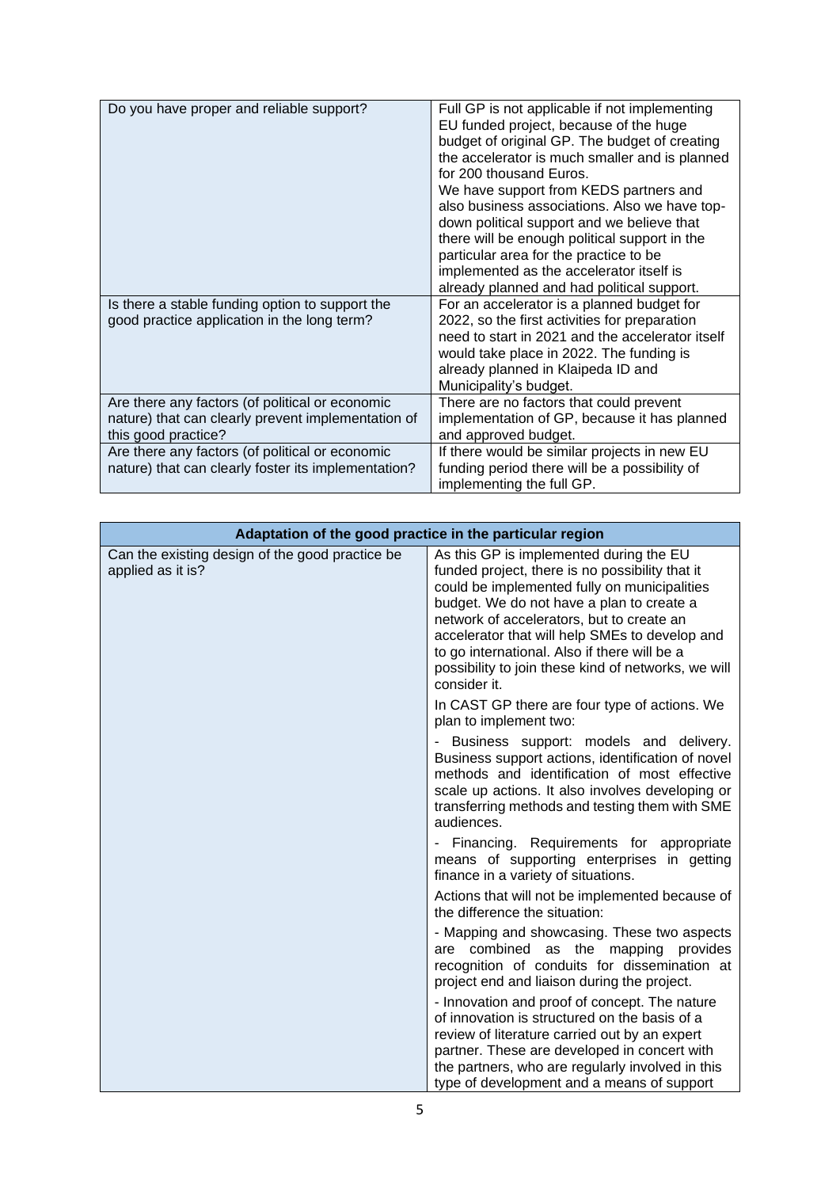| | |
|---|---|
| Do you have proper and reliable support? | Full GP is not applicable if not implementing EU funded project, because of the huge budget of original GP. The budget of creating the accelerator is much smaller and is planned for 200 thousand Euros.<br>We have support from KEDS partners and also business associations. Also we have top-down political support and we believe that there will be enough political support in the particular area for the practice to be implemented as the accelerator itself is already planned and had political support. |
| Is there a stable funding option to support the good practice application in the long term? | For an accelerator is a planned budget for 2022, so the first activities for preparation need to start in 2021 and the accelerator itself would take place in 2022. The funding is already planned in Klaipeda ID and Municipality's budget. |
| Are there any factors (of political or economic nature) that can clearly prevent implementation of this good practice? | There are no factors that could prevent implementation of GP, because it has planned and approved budget. |
| Are there any factors (of political or economic nature) that can clearly foster its implementation? | If there would be similar projects in new EU funding period there will be a possibility of implementing the full GP. |

| Adaptation of the good practice in the particular region | |
|---|---|
| Can the existing design of the good practice be applied as it is? | As this GP is implemented during the EU funded project, there is no possibility that it could be implemented fully on municipalities budget. We do not have a plan to create a network of accelerators, but to create an accelerator that will help SMEs to develop and to go international. Also if there will be a possibility to join these kind of networks, we will consider it.<br>In CAST GP there are four type of actions. We plan to implement two:<br>- Business support: models and delivery. Business support actions, identification of novel methods and identification of most effective scale up actions. It also involves developing or transferring methods and testing them with SME audiences.<br>- Financing. Requirements for appropriate means of supporting enterprises in getting finance in a variety of situations.<br>Actions that will not be implemented because of the difference the situation:<br>- Mapping and showcasing. These two aspects are combined as the mapping provides recognition of conduits for dissemination at project end and liaison during the project.<br>- Innovation and proof of concept. The nature of innovation is structured on the basis of a review of literature carried out by an expert partner. These are developed in concert with the partners, who are regularly involved in this type of development and a means of support |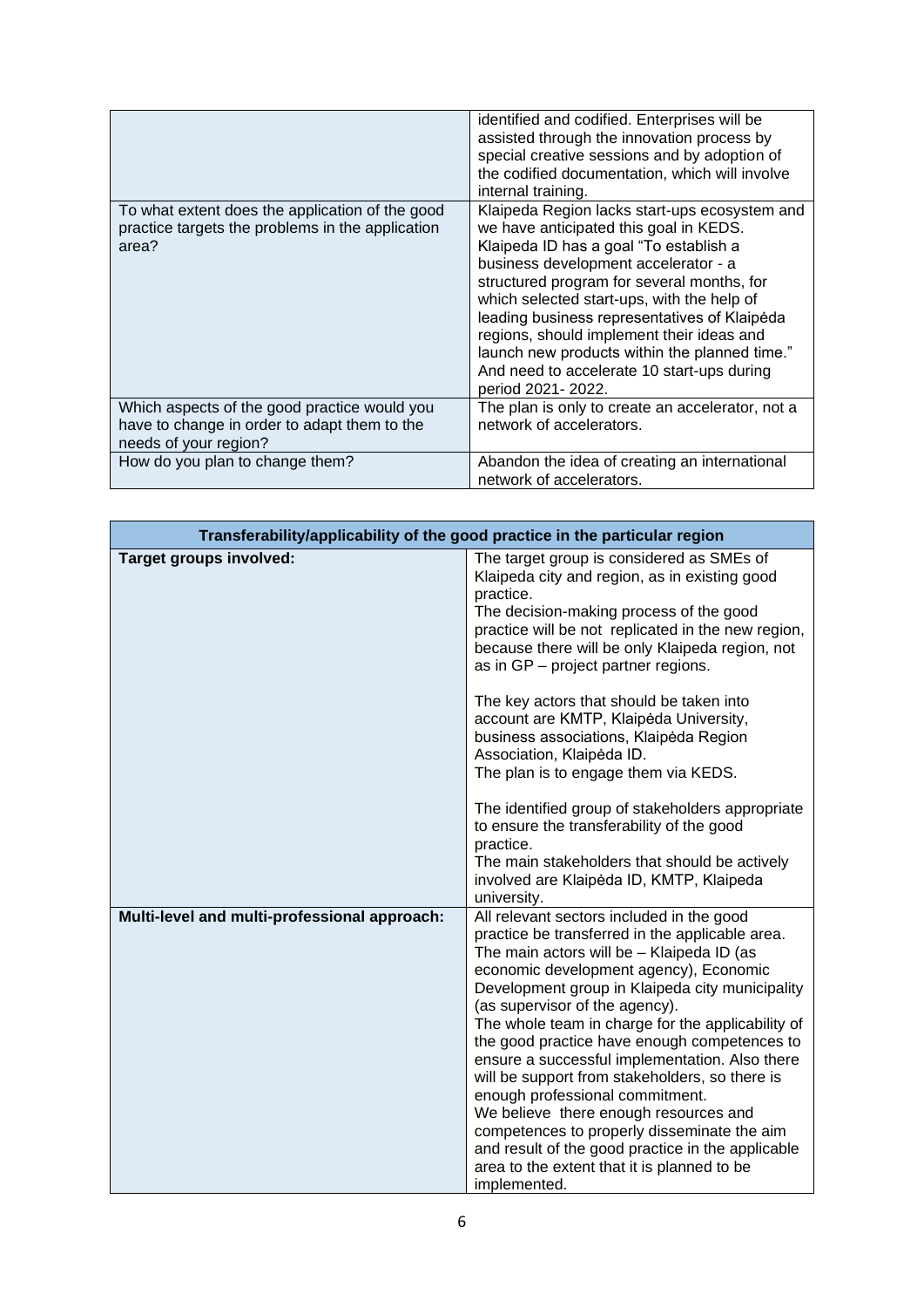| | |
|---|---|
| | identified and codified. Enterprises will be assisted through the innovation process by special creative sessions and by adoption of the codified documentation, which will involve internal training. |
| To what extent does the application of the good practice targets the problems in the application area? | Klaipeda Region lacks start-ups ecosystem and we have anticipated this goal in KEDS. Klaipeda ID has a goal "To establish a business development accelerator - a structured program for several months, for which selected start-ups, with the help of leading business representatives of Klaipėda regions, should implement their ideas and launch new products within the planned time." And need to accelerate 10 start-ups during period 2021- 2022. |
| Which aspects of the good practice would you have to change in order to adapt them to the needs of your region? | The plan is only to create an accelerator, not a network of accelerators. |
| How do you plan to change them? | Abandon the idea of creating an international network of accelerators. |

| Transferability/applicability of the good practice in the particular region | |
|---|---|
| **Target groups involved:** | The target group is considered as SMEs of Klaipeda city and region, as in existing good practice.<br>The decision-making process of the good practice will be not replicated in the new region, because there will be only Klaipeda region, not as in GP – project partner regions.<br><br>The key actors that should be taken into account are KMTP, Klaipėda University, business associations, Klaipėda Region Association, Klaipėda ID.<br>The plan is to engage them via KEDS.<br><br>The identified group of stakeholders appropriate to ensure the transferability of the good practice.<br>The main stakeholders that should be actively involved are Klaipėda ID, KMTP, Klaipeda university. |
| **Multi-level and multi-professional approach:** | All relevant sectors included in the good practice be transferred in the applicable area. The main actors will be – Klaipeda ID (as economic development agency), Economic Development group in Klaipeda city municipality (as supervisor of the agency).<br>The whole team in charge for the applicability of the good practice have enough competences to ensure a successful implementation. Also there will be support from stakeholders, so there is enough professional commitment.<br>We believe there enough resources and competences to properly disseminate the aim and result of the good practice in the applicable area to the extent that it is planned to be implemented. |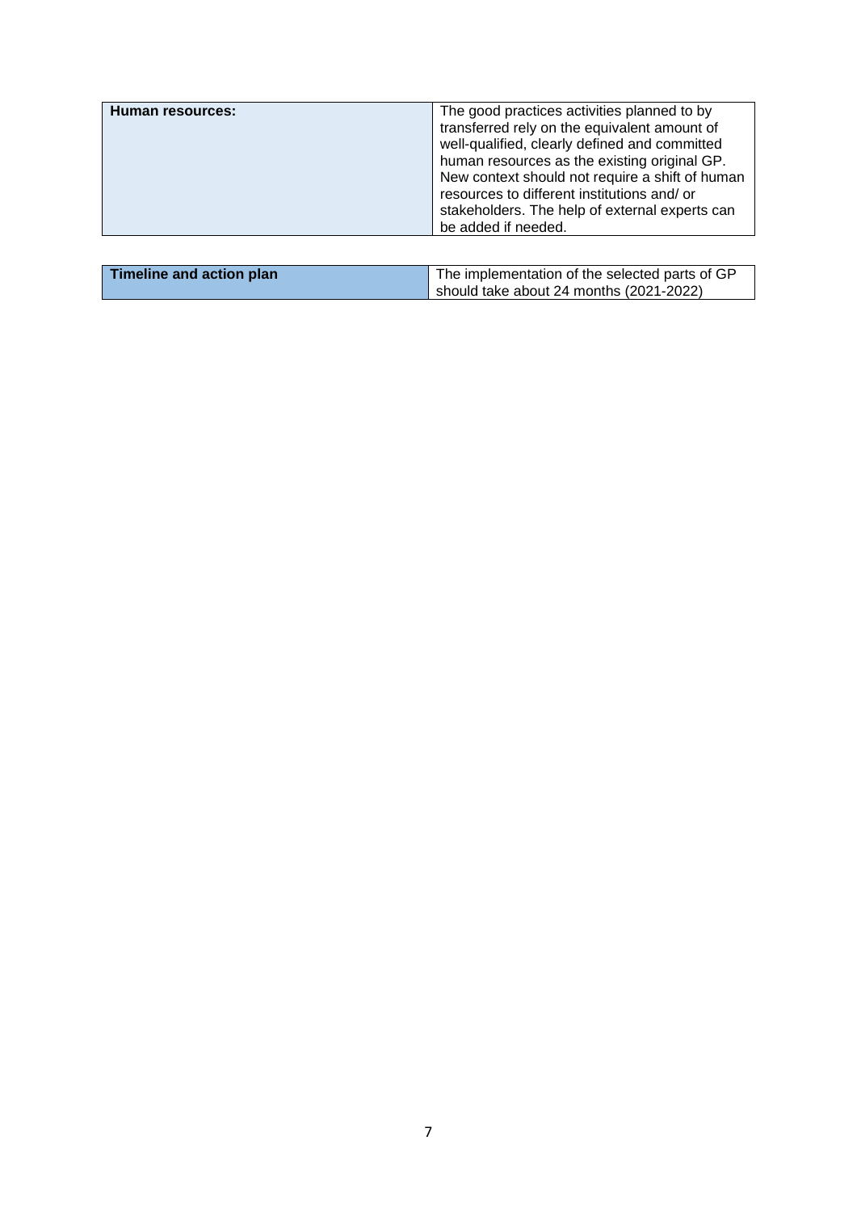| | |
|---|---|
| **Human resources:** | The good practices activities planned to by transferred rely on the equivalent amount of well-qualified, clearly defined and committed human resources as the existing original GP. New context should not require a shift of human resources to different institutions and/ or stakeholders. The help of external experts can be added if needed. |

| | |
|---|---|
| **Timeline and action plan** | The implementation of the selected parts of GP should take about 24 months (2021-2022) |